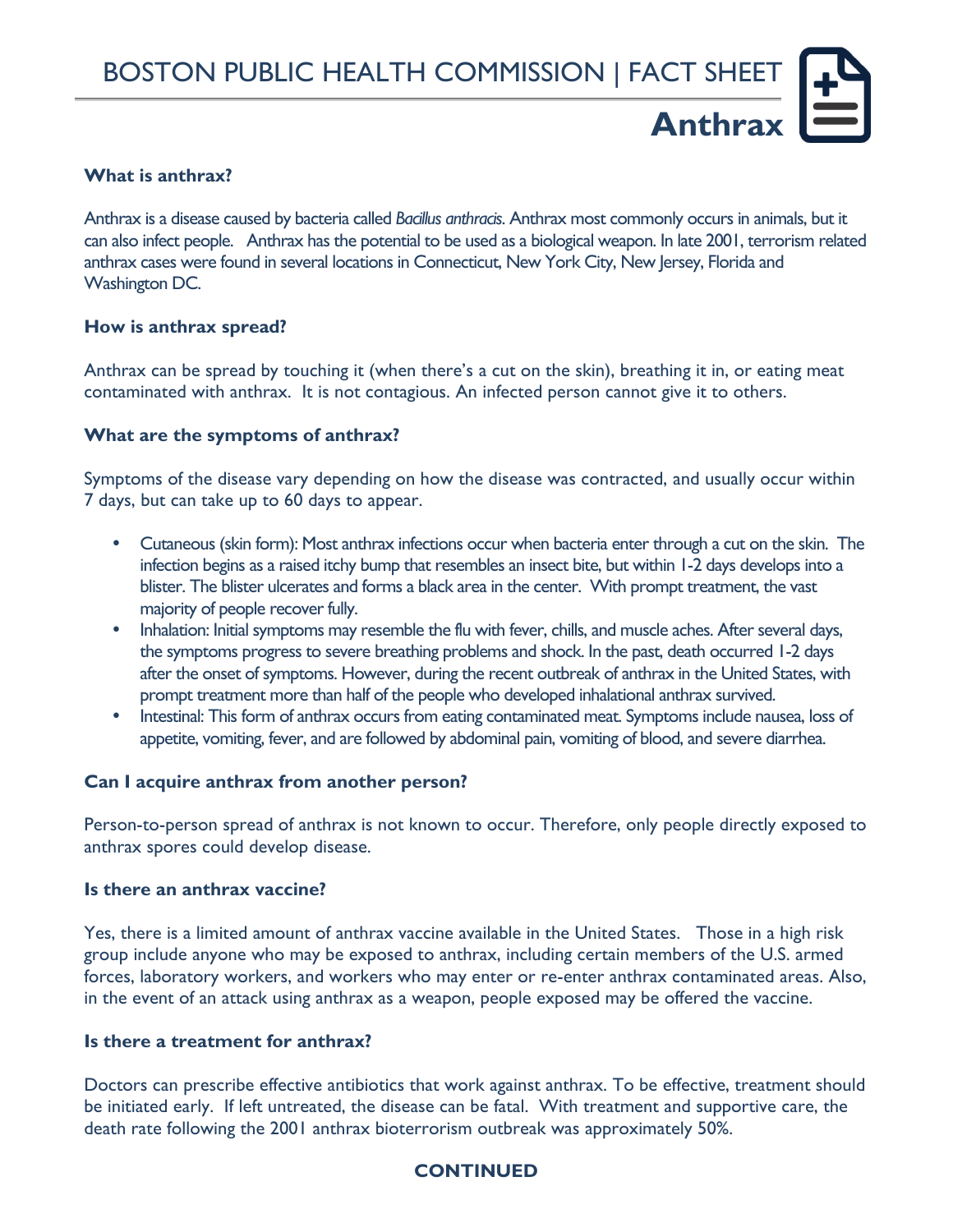BOSTON PUBLIC HEALTH COMMISSION | FACT SHEET

# Anthrax

**What is anthrax?**

Anthrax is a disease caused by bacteria called *Bacillus anthracis*. Anthrax most commonly occurs in animals, but it can also infect people. Anthrax has the potential to be used as a biological weapon. In late 2001, terrorism related anthrax cases were found in several locations in Connecticut, New York City, New Jersey, Florida and Washington DC.

**How is anthrax spread?**

Anthrax can be spread by touching it (when there's a cut on the skin), breathing it in, or eating meat contaminated with anthrax. It is not contagious. An infected person cannot give it to others.

**What are the symptoms of anthrax?**

Symptoms of the disease vary depending on how the disease was contracted, and usually occur within 7 days, but can take up to 60 days to appear.

- Cutaneous (skin form): Most anthrax infections occur when bacteria enter through a cut on the skin. The infection begins as a raised itchy bump that resembles an insect bite, but within 1-2 days develops into a blister. The blister ulcerates and forms a black area in the center. With prompt treatment, the vast majority of people recover fully.
- Inhalation: Initial symptoms may resemble the flu with fever, chills, and muscle aches. After several days, the symptoms progress to severe breathing problems and shock. In the past, death occurred 1-2 days after the onset of symptoms. However, during the recent outbreak of anthrax in the United States, with prompt treatment more than half of the people who developed inhalational anthrax survived.
- Intestinal: This form of anthrax occurs from eating contaminated meat. Symptoms include nausea, loss of appetite, vomiting, fever, and are followed by abdominal pain, vomiting of blood, and severe diarrhea.

**Can I acquire anthrax from another person?**

Person-to-person spread of anthrax is not known to occur. Therefore, only people directly exposed to anthrax spores could develop disease.

**Is there an anthrax vaccine?**

Yes, there is a limited amount of anthrax vaccine available in the United States. Those in a high risk group include anyone who may be exposed to anthrax, including certain members of the U.S. armed forces, laboratory workers, and workers who may enter or re-enter anthrax contaminated areas. Also, in the event of an attack using anthrax as a weapon, people exposed may be offered the vaccine.

**Is there a treatment for anthrax?**

Doctors can prescribe effective antibiotics that work against anthrax. To be effective, treatment should be initiated early. If left untreated, the disease can be fatal. With treatment and supportive care, the death rate following the 2001 anthrax bioterrorism outbreak was approximately 50%.

**CONTINUED**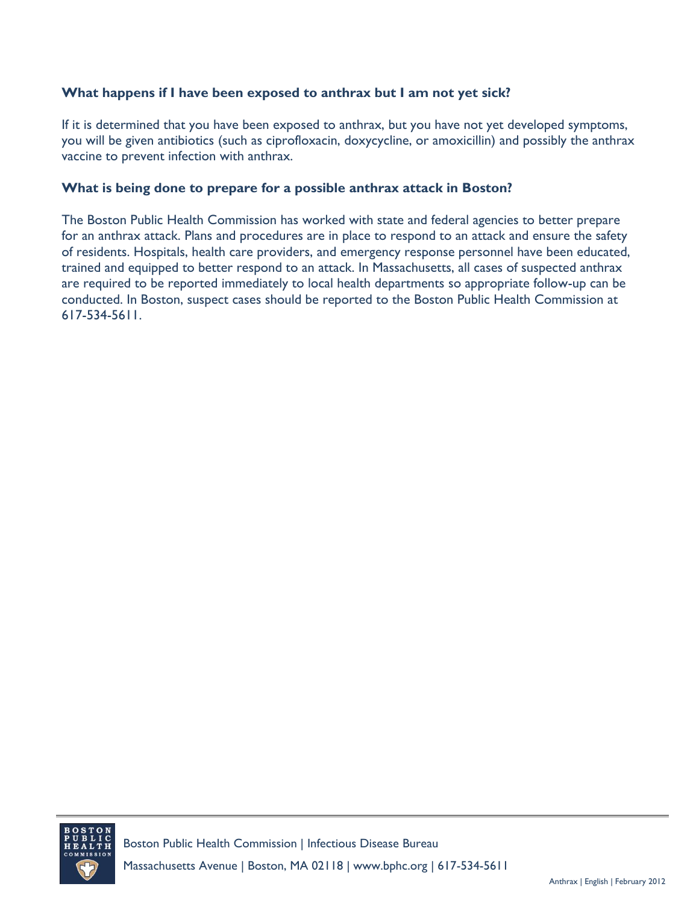### What happens if I have been exposed to anthrax but I am not yet sick?

If it is determined that you have been exposed to anthrax, but you have not yet developed symptoms, you will be given antibiotics (such as ciprofloxacin, doxycycline, or amoxicillin) and possibly the anthrax vaccine to prevent infection with anthrax.

### What is being done to prepare for a possible anthrax attack in Boston?

The Boston Public Health Commission has worked with state and federal agencies to better prepare for an anthrax attack. Plans and procedures are in place to respond to an attack and ensure the safety of residents. Hospitals, health care providers, and emergency response personnel have been educated, trained and equipped to better respond to an attack. In Massachusetts, all cases of suspected anthrax are required to be reported immediately to local health departments so appropriate follow-up can be conducted. In Boston, suspect cases should be reported to the Boston Public Health Commission at 617-534-5611.